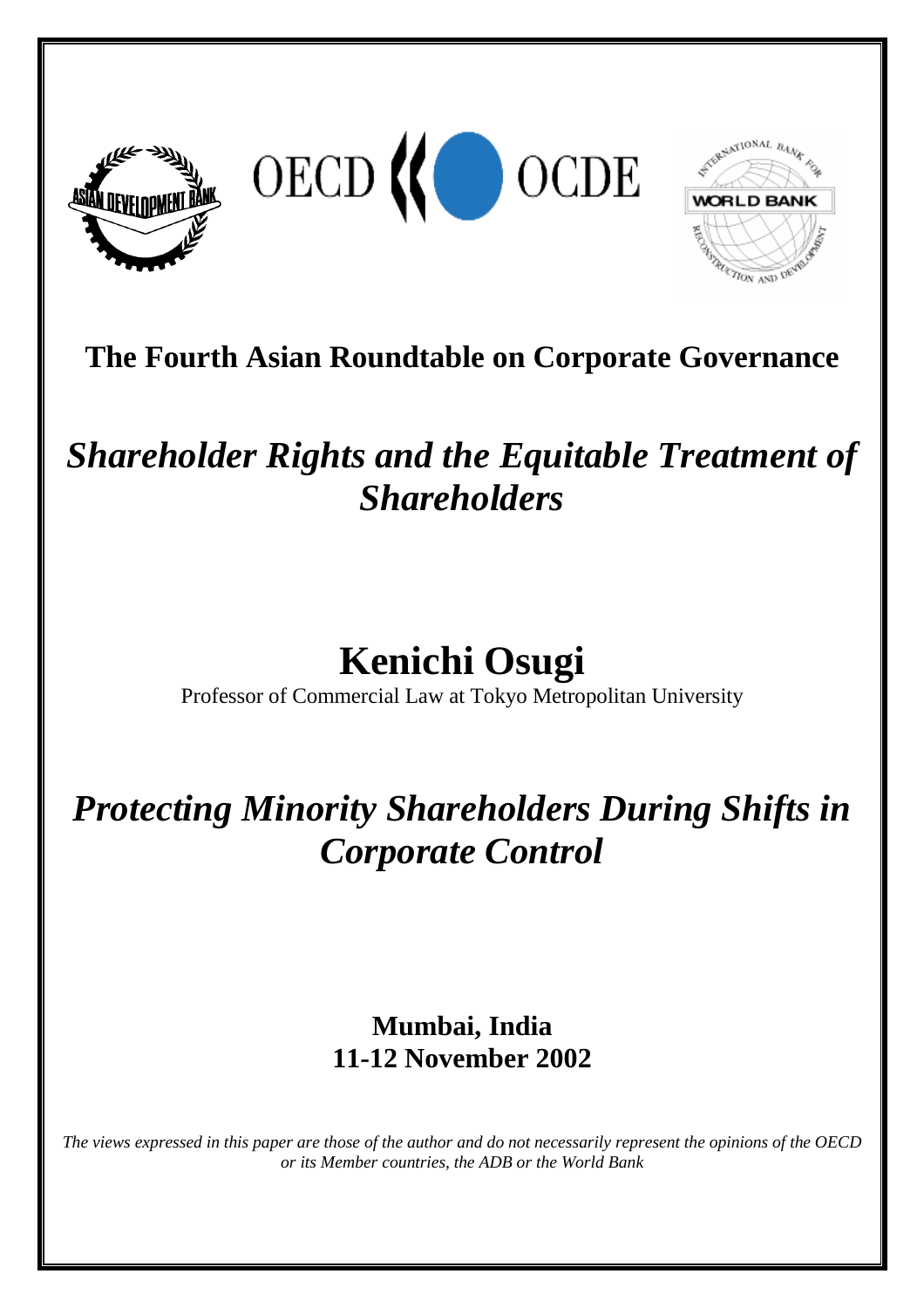**The Fourth Asian Roundtable on Corporate Governance**

# *Shareholder Rights and the Equitable Treatment of Shareholders*

## Kenichi Osugi

Professor of Commercial Law at Tokyo Metropolitan University

# *Protecting Minority Shareholders During Shifts in Corporate Control*

**Mumbai, India**
**11-12 November 2002**

*The views expressed in this paper are those of the author and do not necessarily represent the opinions of the OECD or its Member countries, the ADB or the World Bank*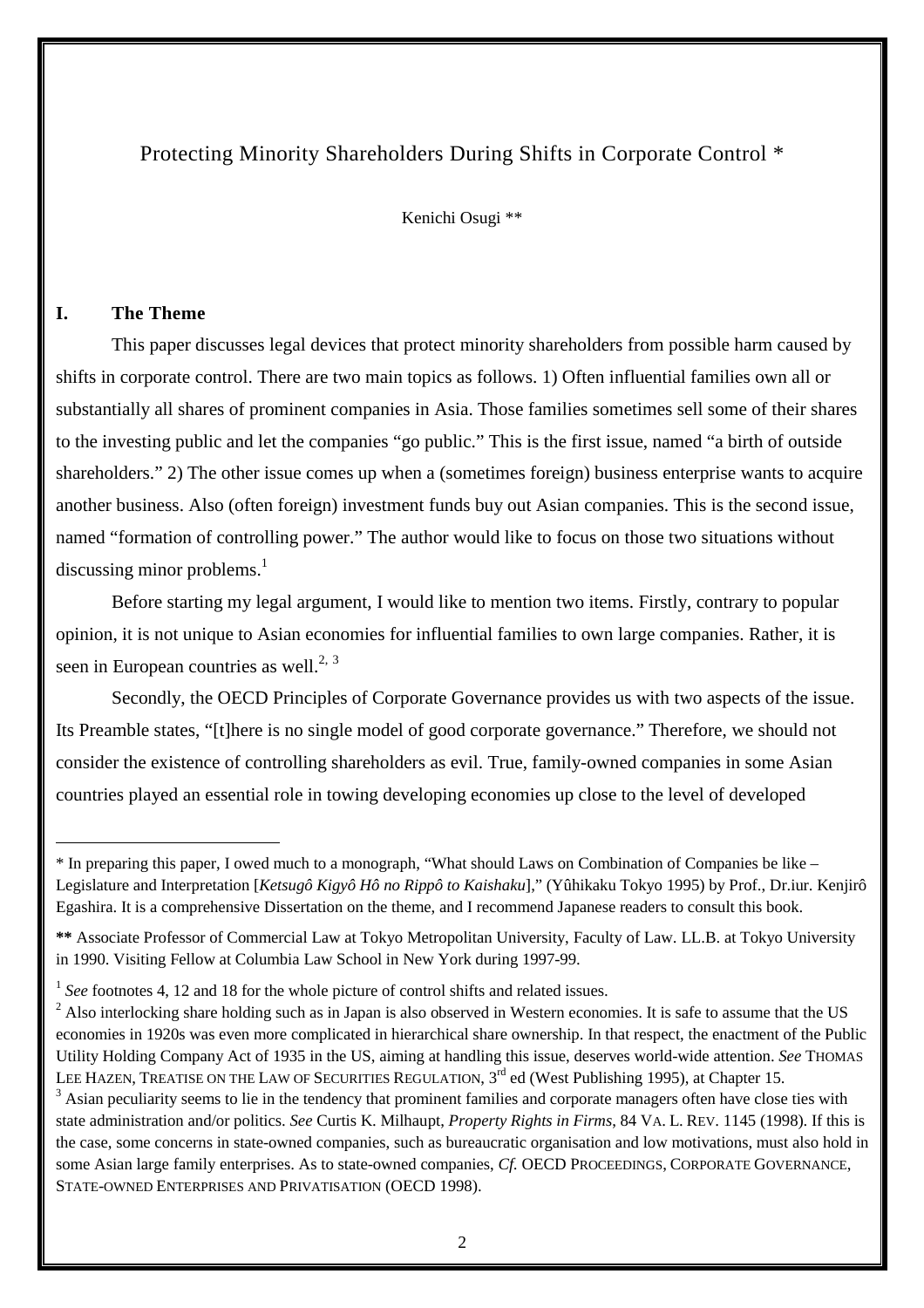# Protecting Minority Shareholders During Shifts in Corporate Control *

Kenichi Osugi **

## I. The Theme

This paper discusses legal devices that protect minority shareholders from possible harm caused by shifts in corporate control. There are two main topics as follows. 1) Often influential families own all or substantially all shares of prominent companies in Asia. Those families sometimes sell some of their shares to the investing public and let the companies "go public." This is the first issue, named "a birth of outside shareholders." 2) The other issue comes up when a (sometimes foreign) business enterprise wants to acquire another business. Also (often foreign) investment funds buy out Asian companies. This is the second issue, named "formation of controlling power." The author would like to focus on those two situations without discussing minor problems.[1]

Before starting my legal argument, I would like to mention two items. Firstly, contrary to popular opinion, it is not unique to Asian economies for influential families to own large companies. Rather, it is seen in European countries as well.[2, 3]

Secondly, the OECD Principles of Corporate Governance provides us with two aspects of the issue. Its Preamble states, "[t]here is no single model of good corporate governance." Therefore, we should not consider the existence of controlling shareholders as evil. True, family-owned companies in some Asian countries played an essential role in towing developing economies up close to the level of developed

---

* In preparing this paper, I owed much to a monograph, "What should Laws on Combination of Companies be like – Legislature and Interpretation [*Ketsugô Kigyô Hô no Rippô to Kaishaku*]," (Yûhikaku Tokyo 1995) by Prof., Dr.iur. Kenjirô Egashira. It is a comprehensive Dissertation on the theme, and I recommend Japanese readers to consult this book.

**\*\*** Associate Professor of Commercial Law at Tokyo Metropolitan University, Faculty of Law. LL.B. at Tokyo University in 1990. Visiting Fellow at Columbia Law School in New York during 1997-99.

[1] *See* footnotes 4, 12 and 18 for the whole picture of control shifts and related issues.

[2] Also interlocking share holding such as in Japan is also observed in Western economies. It is safe to assume that the US economies in 1920s was even more complicated in hierarchical share ownership. In that respect, the enactment of the Public Utility Holding Company Act of 1935 in the US, aiming at handling this issue, deserves world-wide attention. *See* THOMAS LEE HAZEN, TREATISE ON THE LAW OF SECURITIES REGULATION, 3rd ed (West Publishing 1995), at Chapter 15.

[3] Asian peculiarity seems to lie in the tendency that prominent families and corporate managers often have close ties with state administration and/or politics. *See* Curtis K. Milhaupt, *Property Rights in Firms*, 84 VA. L. REV. 1145 (1998). If this is the case, some concerns in state-owned companies, such as bureaucratic organisation and low motivations, must also hold in some Asian large family enterprises. As to state-owned companies, *Cf.* OECD PROCEEDINGS, CORPORATE GOVERNANCE, STATE-OWNED ENTERPRISES AND PRIVATISATION (OECD 1998).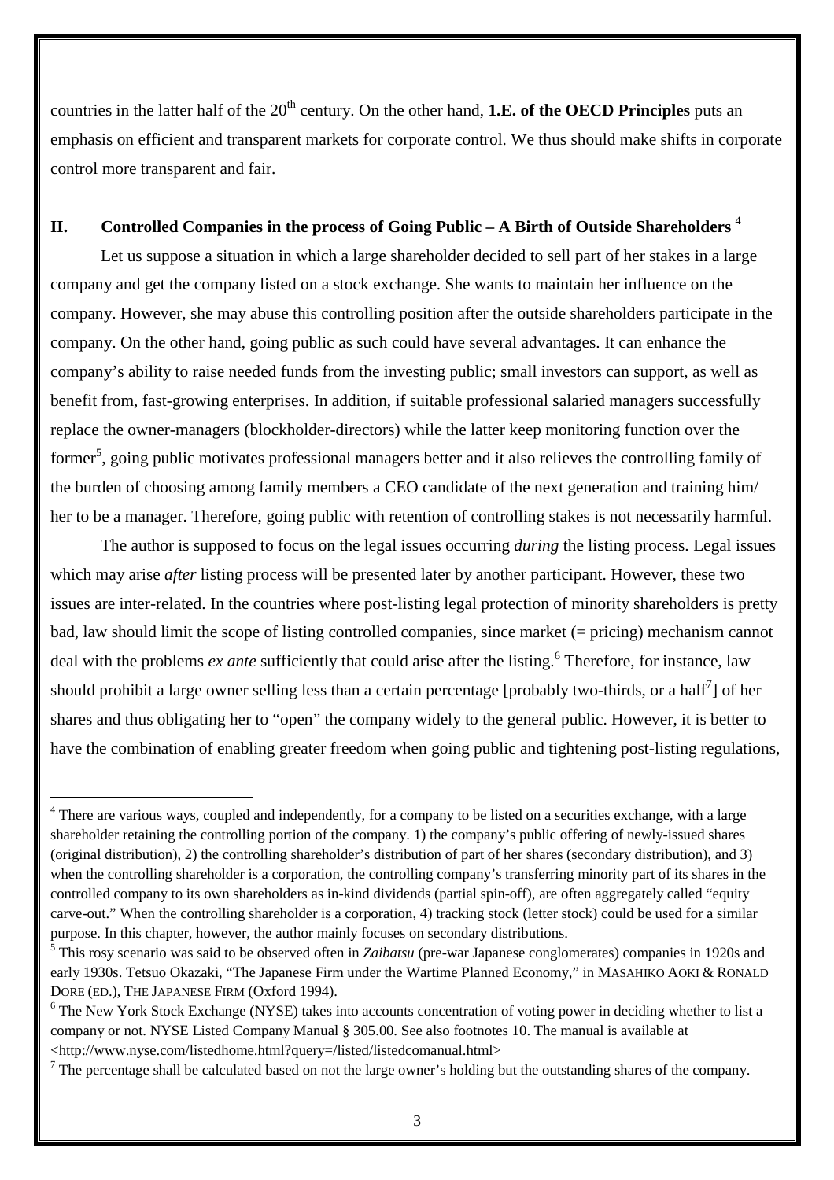countries in the latter half of the 20th century. On the other hand, **1.E. of the OECD Principles** puts an emphasis on efficient and transparent markets for corporate control. We thus should make shifts in corporate control more transparent and fair.

## II. Controlled Companies in the process of Going Public – A Birth of Outside Shareholders [4]

Let us suppose a situation in which a large shareholder decided to sell part of her stakes in a large company and get the company listed on a stock exchange. She wants to maintain her influence on the company. However, she may abuse this controlling position after the outside shareholders participate in the company. On the other hand, going public as such could have several advantages. It can enhance the company's ability to raise needed funds from the investing public; small investors can support, as well as benefit from, fast-growing enterprises. In addition, if suitable professional salaried managers successfully replace the owner-managers (blockholder-directors) while the latter keep monitoring function over the former[5], going public motivates professional managers better and it also relieves the controlling family of the burden of choosing among family members a CEO candidate of the next generation and training him/ her to be a manager. Therefore, going public with retention of controlling stakes is not necessarily harmful.

The author is supposed to focus on the legal issues occurring *during* the listing process. Legal issues which may arise *after* listing process will be presented later by another participant. However, these two issues are inter-related. In the countries where post-listing legal protection of minority shareholders is pretty bad, law should limit the scope of listing controlled companies, since market (= pricing) mechanism cannot deal with the problems *ex ante* sufficiently that could arise after the listing.[6] Therefore, for instance, law should prohibit a large owner selling less than a certain percentage [probably two-thirds, or a half[7]] of her shares and thus obligating her to "open" the company widely to the general public. However, it is better to have the combination of enabling greater freedom when going public and tightening post-listing regulations,

---

[4] There are various ways, coupled and independently, for a company to be listed on a securities exchange, with a large shareholder retaining the controlling portion of the company. 1) the company's public offering of newly-issued shares (original distribution), 2) the controlling shareholder's distribution of part of her shares (secondary distribution), and 3) when the controlling shareholder is a corporation, the controlling company's transferring minority part of its shares in the controlled company to its own shareholders as in-kind dividends (partial spin-off), are often aggregately called "equity carve-out." When the controlling shareholder is a corporation, 4) tracking stock (letter stock) could be used for a similar purpose. In this chapter, however, the author mainly focuses on secondary distributions.

[5] This rosy scenario was said to be observed often in *Zaibatsu* (pre-war Japanese conglomerates) companies in 1920s and early 1930s. Tetsuo Okazaki, "The Japanese Firm under the Wartime Planned Economy," in MASAHIKO AOKI & RONALD DORE (ED.), THE JAPANESE FIRM (Oxford 1994).

[6] The New York Stock Exchange (NYSE) takes into accounts concentration of voting power in deciding whether to list a company or not. NYSE Listed Company Manual § 305.00. See also footnotes 10. The manual is available at <http://www.nyse.com/listedhome.html?query=/listed/listedcomanual.html>

[7] The percentage shall be calculated based on not the large owner's holding but the outstanding shares of the company.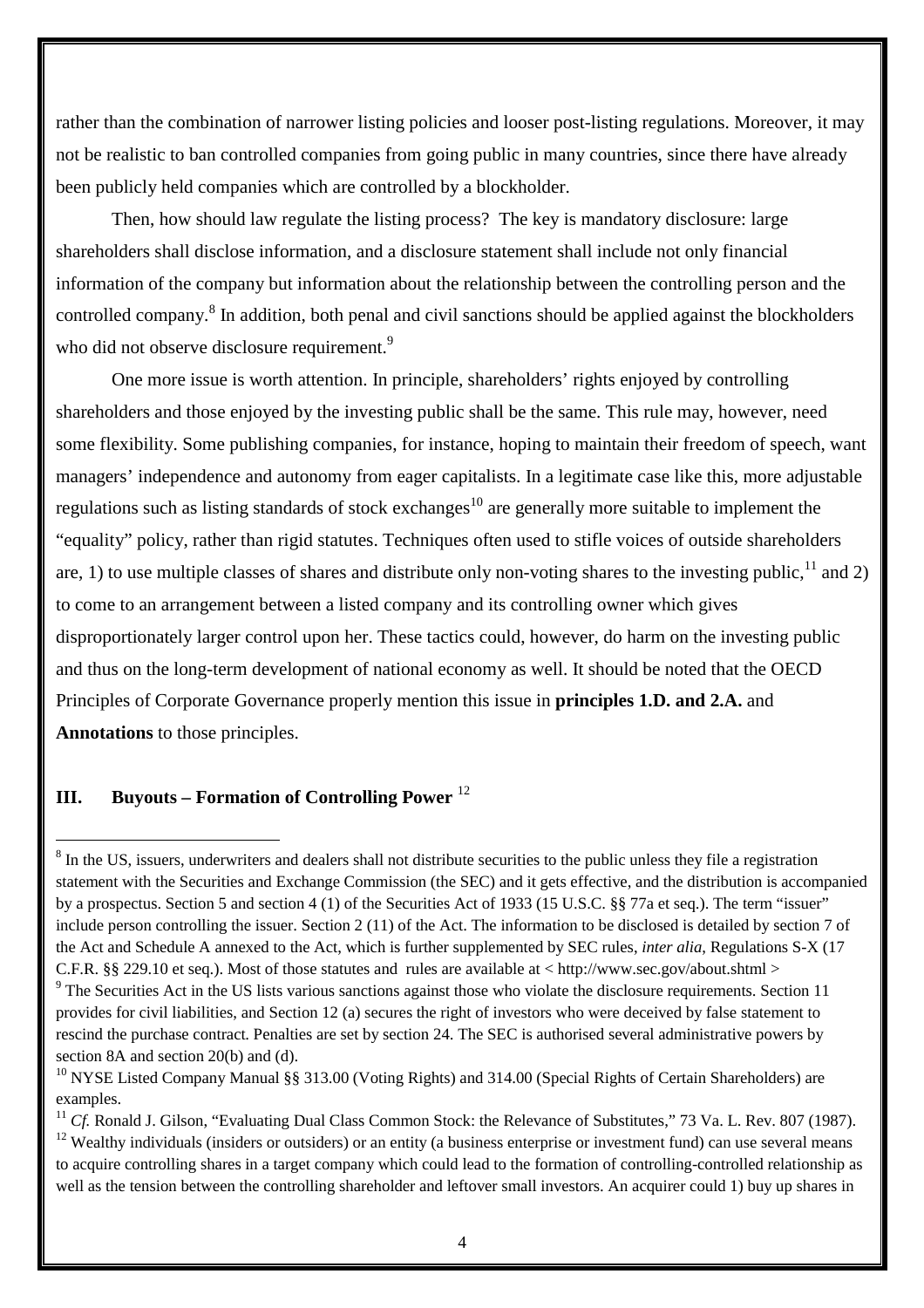rather than the combination of narrower listing policies and looser post-listing regulations. Moreover, it may not be realistic to ban controlled companies from going public in many countries, since there have already been publicly held companies which are controlled by a blockholder.

Then, how should law regulate the listing process? The key is mandatory disclosure: large shareholders shall disclose information, and a disclosure statement shall include not only financial information of the company but information about the relationship between the controlling person and the controlled company.[8] In addition, both penal and civil sanctions should be applied against the blockholders who did not observe disclosure requirement.[9]

One more issue is worth attention. In principle, shareholders' rights enjoyed by controlling shareholders and those enjoyed by the investing public shall be the same. This rule may, however, need some flexibility. Some publishing companies, for instance, hoping to maintain their freedom of speech, want managers' independence and autonomy from eager capitalists. In a legitimate case like this, more adjustable regulations such as listing standards of stock exchanges[10] are generally more suitable to implement the "equality" policy, rather than rigid statutes. Techniques often used to stifle voices of outside shareholders are, 1) to use multiple classes of shares and distribute only non-voting shares to the investing public,[11] and 2) to come to an arrangement between a listed company and its controlling owner which gives disproportionately larger control upon her. These tactics could, however, do harm on the investing public and thus on the long-term development of national economy as well. It should be noted that the OECD Principles of Corporate Governance properly mention this issue in **principles 1.D. and 2.A.** and **Annotations** to those principles.

## III. Buyouts – Formation of Controlling Power [12]

---

[8] In the US, issuers, underwriters and dealers shall not distribute securities to the public unless they file a registration statement with the Securities and Exchange Commission (the SEC) and it gets effective, and the distribution is accompanied by a prospectus. Section 5 and section 4 (1) of the Securities Act of 1933 (15 U.S.C. §§ 77a et seq.). The term "issuer" include person controlling the issuer. Section 2 (11) of the Act. The information to be disclosed is detailed by section 7 of the Act and Schedule A annexed to the Act, which is further supplemented by SEC rules, *inter alia*, Regulations S-X (17 C.F.R. §§ 229.10 et seq.). Most of those statutes and rules are available at < http://www.sec.gov/about.shtml >

[9] The Securities Act in the US lists various sanctions against those who violate the disclosure requirements. Section 11 provides for civil liabilities, and Section 12 (a) secures the right of investors who were deceived by false statement to rescind the purchase contract. Penalties are set by section 24. The SEC is authorised several administrative powers by section 8A and section 20(b) and (d).

[10] NYSE Listed Company Manual §§ 313.00 (Voting Rights) and 314.00 (Special Rights of Certain Shareholders) are examples.

[11] *Cf.* Ronald J. Gilson, "Evaluating Dual Class Common Stock: the Relevance of Substitutes," 73 Va. L. Rev. 807 (1987).

[12] Wealthy individuals (insiders or outsiders) or an entity (a business enterprise or investment fund) can use several means to acquire controlling shares in a target company which could lead to the formation of controlling-controlled relationship as well as the tension between the controlling shareholder and leftover small investors. An acquirer could 1) buy up shares in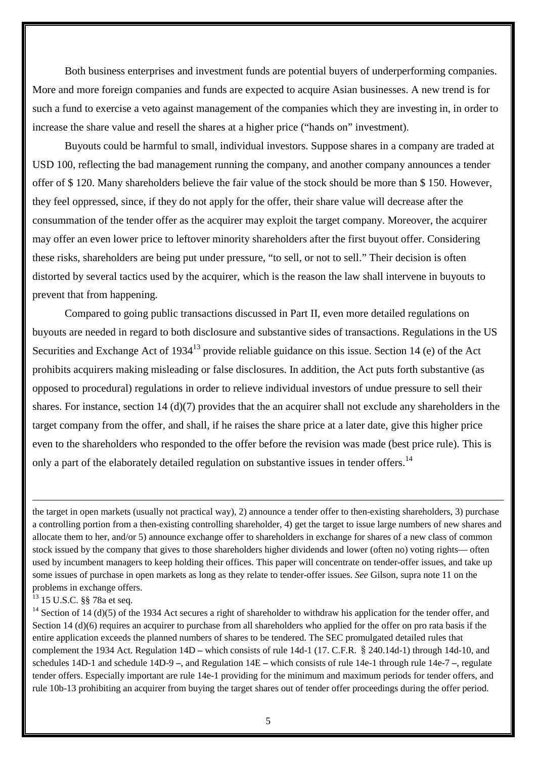Both business enterprises and investment funds are potential buyers of underperforming companies. More and more foreign companies and funds are expected to acquire Asian businesses. A new trend is for such a fund to exercise a veto against management of the companies which they are investing in, in order to increase the share value and resell the shares at a higher price ("hands on" investment).

Buyouts could be harmful to small, individual investors. Suppose shares in a company are traded at USD 100, reflecting the bad management running the company, and another company announces a tender offer of $ 120. Many shareholders believe the fair value of the stock should be more than $ 150. However, they feel oppressed, since, if they do not apply for the offer, their share value will decrease after the consummation of the tender offer as the acquirer may exploit the target company. Moreover, the acquirer may offer an even lower price to leftover minority shareholders after the first buyout offer. Considering these risks, shareholders are being put under pressure, "to sell, or not to sell." Their decision is often distorted by several tactics used by the acquirer, which is the reason the law shall intervene in buyouts to prevent that from happening.

Compared to going public transactions discussed in Part II, even more detailed regulations on buyouts are needed in regard to both disclosure and substantive sides of transactions. Regulations in the US Securities and Exchange Act of 1934[13] provide reliable guidance on this issue. Section 14 (e) of the Act prohibits acquirers making misleading or false disclosures. In addition, the Act puts forth substantive (as opposed to procedural) regulations in order to relieve individual investors of undue pressure to sell their shares. For instance, section 14 (d)(7) provides that the an acquirer shall not exclude any shareholders in the target company from the offer, and shall, if he raises the share price at a later date, give this higher price even to the shareholders who responded to the offer before the revision was made (best price rule). This is only a part of the elaborately detailed regulation on substantive issues in tender offers.[14]

---

the target in open markets (usually not practical way), 2) announce a tender offer to then-existing shareholders, 3) purchase a controlling portion from a then-existing controlling shareholder, 4) get the target to issue large numbers of new shares and allocate them to her, and/or 5) announce exchange offer to shareholders in exchange for shares of a new class of common stock issued by the company that gives to those shareholders higher dividends and lower (often no) voting rights— often used by incumbent managers to keep holding their offices. This paper will concentrate on tender-offer issues, and take up some issues of purchase in open markets as long as they relate to tender-offer issues. *See* Gilson, supra note 11 on the problems in exchange offers.

[13] 15 U.S.C. §§ 78a et seq.

[14] Section of 14 (d)(5) of the 1934 Act secures a right of shareholder to withdraw his application for the tender offer, and Section 14 (d)(6) requires an acquirer to purchase from all shareholders who applied for the offer on pro rata basis if the entire application exceeds the planned numbers of shares to be tendered. The SEC promulgated detailed rules that complement the 1934 Act. Regulation 14D – which consists of rule 14d-1 (17. C.F.R. § 240.14d-1) through 14d-10, and schedules 14D-1 and schedule 14D-9 –, and Regulation 14E – which consists of rule 14e-1 through rule 14e-7 –, regulate tender offers. Especially important are rule 14e-1 providing for the minimum and maximum periods for tender offers, and rule 10b-13 prohibiting an acquirer from buying the target shares out of tender offer proceedings during the offer period.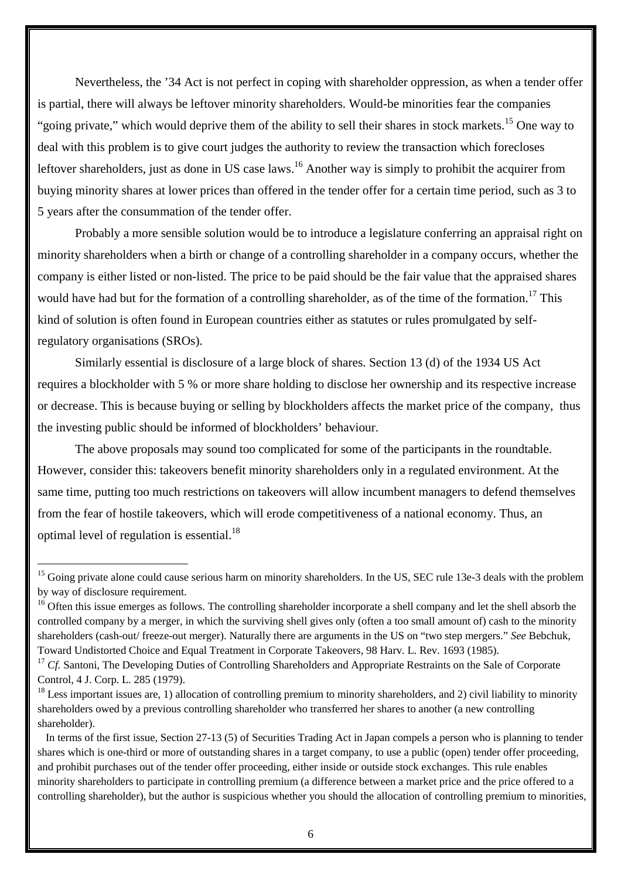Nevertheless, the '34 Act is not perfect in coping with shareholder oppression, as when a tender offer is partial, there will always be leftover minority shareholders. Would-be minorities fear the companies "going private," which would deprive them of the ability to sell their shares in stock markets.[15] One way to deal with this problem is to give court judges the authority to review the transaction which forecloses leftover shareholders, just as done in US case laws.[16] Another way is simply to prohibit the acquirer from buying minority shares at lower prices than offered in the tender offer for a certain time period, such as 3 to 5 years after the consummation of the tender offer.

Probably a more sensible solution would be to introduce a legislature conferring an appraisal right on minority shareholders when a birth or change of a controlling shareholder in a company occurs, whether the company is either listed or non-listed. The price to be paid should be the fair value that the appraised shares would have had but for the formation of a controlling shareholder, as of the time of the formation.[17] This kind of solution is often found in European countries either as statutes or rules promulgated by self-regulatory organisations (SROs).

Similarly essential is disclosure of a large block of shares. Section 13 (d) of the 1934 US Act requires a blockholder with 5 % or more share holding to disclose her ownership and its respective increase or decrease. This is because buying or selling by blockholders affects the market price of the company, thus the investing public should be informed of blockholders' behaviour.

The above proposals may sound too complicated for some of the participants in the roundtable. However, consider this: takeovers benefit minority shareholders only in a regulated environment. At the same time, putting too much restrictions on takeovers will allow incumbent managers to defend themselves from the fear of hostile takeovers, which will erode competitiveness of a national economy. Thus, an optimal level of regulation is essential.[18]

---

[15] Going private alone could cause serious harm on minority shareholders. In the US, SEC rule 13e-3 deals with the problem by way of disclosure requirement.

[16] Often this issue emerges as follows. The controlling shareholder incorporate a shell company and let the shell absorb the controlled company by a merger, in which the surviving shell gives only (often a too small amount of) cash to the minority shareholders (cash-out/ freeze-out merger). Naturally there are arguments in the US on "two step mergers." *See* Bebchuk, Toward Undistorted Choice and Equal Treatment in Corporate Takeovers, 98 Harv. L. Rev. 1693 (1985).

[17] *Cf.* Santoni, The Developing Duties of Controlling Shareholders and Appropriate Restraints on the Sale of Corporate Control, 4 J. Corp. L. 285 (1979).

[18] Less important issues are, 1) allocation of controlling premium to minority shareholders, and 2) civil liability to minority shareholders owed by a previous controlling shareholder who transferred her shares to another (a new controlling shareholder).

In terms of the first issue, Section 27-13 (5) of Securities Trading Act in Japan compels a person who is planning to tender shares which is one-third or more of outstanding shares in a target company, to use a public (open) tender offer proceeding, and prohibit purchases out of the tender offer proceeding, either inside or outside stock exchanges. This rule enables minority shareholders to participate in controlling premium (a difference between a market price and the price offered to a controlling shareholder), but the author is suspicious whether you should the allocation of controlling premium to minorities,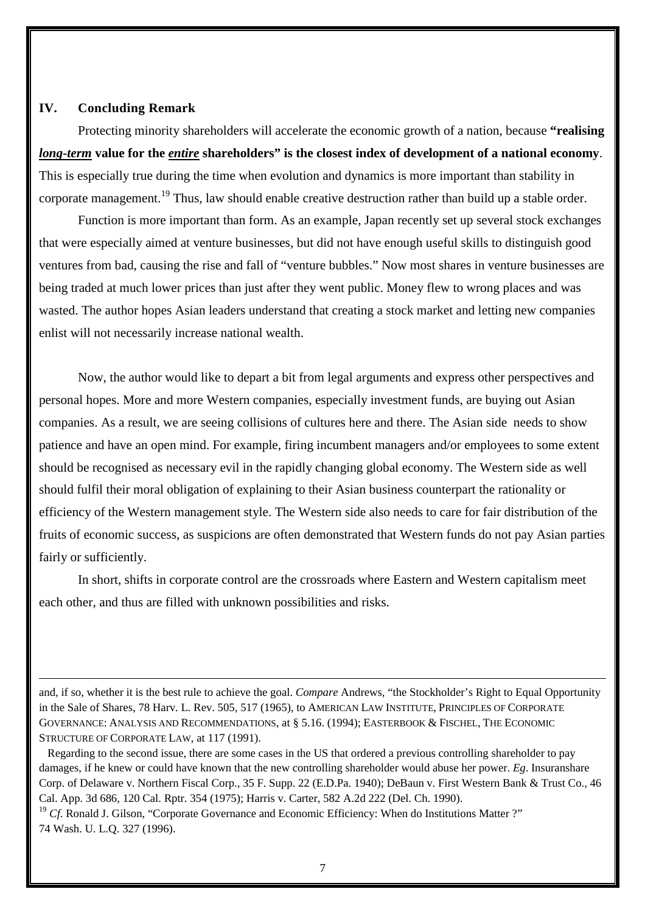## IV. Concluding Remark

Protecting minority shareholders will accelerate the economic growth of a nation, because **"realising *long-term* value for the *entire* shareholders" is the closest index of development of a national economy**. This is especially true during the time when evolution and dynamics is more important than stability in corporate management.[19] Thus, law should enable creative destruction rather than build up a stable order.

Function is more important than form. As an example, Japan recently set up several stock exchanges that were especially aimed at venture businesses, but did not have enough useful skills to distinguish good ventures from bad, causing the rise and fall of "venture bubbles." Now most shares in venture businesses are being traded at much lower prices than just after they went public. Money flew to wrong places and was wasted. The author hopes Asian leaders understand that creating a stock market and letting new companies enlist will not necessarily increase national wealth.

Now, the author would like to depart a bit from legal arguments and express other perspectives and personal hopes. More and more Western companies, especially investment funds, are buying out Asian companies. As a result, we are seeing collisions of cultures here and there. The Asian side needs to show patience and have an open mind. For example, firing incumbent managers and/or employees to some extent should be recognised as necessary evil in the rapidly changing global economy. The Western side as well should fulfil their moral obligation of explaining to their Asian business counterpart the rationality or efficiency of the Western management style. The Western side also needs to care for fair distribution of the fruits of economic success, as suspicions are often demonstrated that Western funds do not pay Asian parties fairly or sufficiently.

In short, shifts in corporate control are the crossroads where Eastern and Western capitalism meet each other, and thus are filled with unknown possibilities and risks.

---

and, if so, whether it is the best rule to achieve the goal. *Compare* Andrews, "the Stockholder's Right to Equal Opportunity in the Sale of Shares, 78 Harv. L. Rev. 505, 517 (1965), to AMERICAN LAW INSTITUTE, PRINCIPLES OF CORPORATE GOVERNANCE: ANALYSIS AND RECOMMENDATIONS, at § 5.16. (1994); EASTERBOOK & FISCHEL, THE ECONOMIC STRUCTURE OF CORPORATE LAW, at 117 (1991).

Regarding to the second issue, there are some cases in the US that ordered a previous controlling shareholder to pay damages, if he knew or could have known that the new controlling shareholder would abuse her power. *Eg*. Insuranshare Corp. of Delaware v. Northern Fiscal Corp., 35 F. Supp. 22 (E.D.Pa. 1940); DeBaun v. First Western Bank & Trust Co., 46 Cal. App. 3d 686, 120 Cal. Rptr. 354 (1975); Harris v. Carter, 582 A.2d 222 (Del. Ch. 1990).

[19] *Cf*. Ronald J. Gilson, "Corporate Governance and Economic Efficiency: When do Institutions Matter ?" 74 Wash. U. L.Q. 327 (1996).